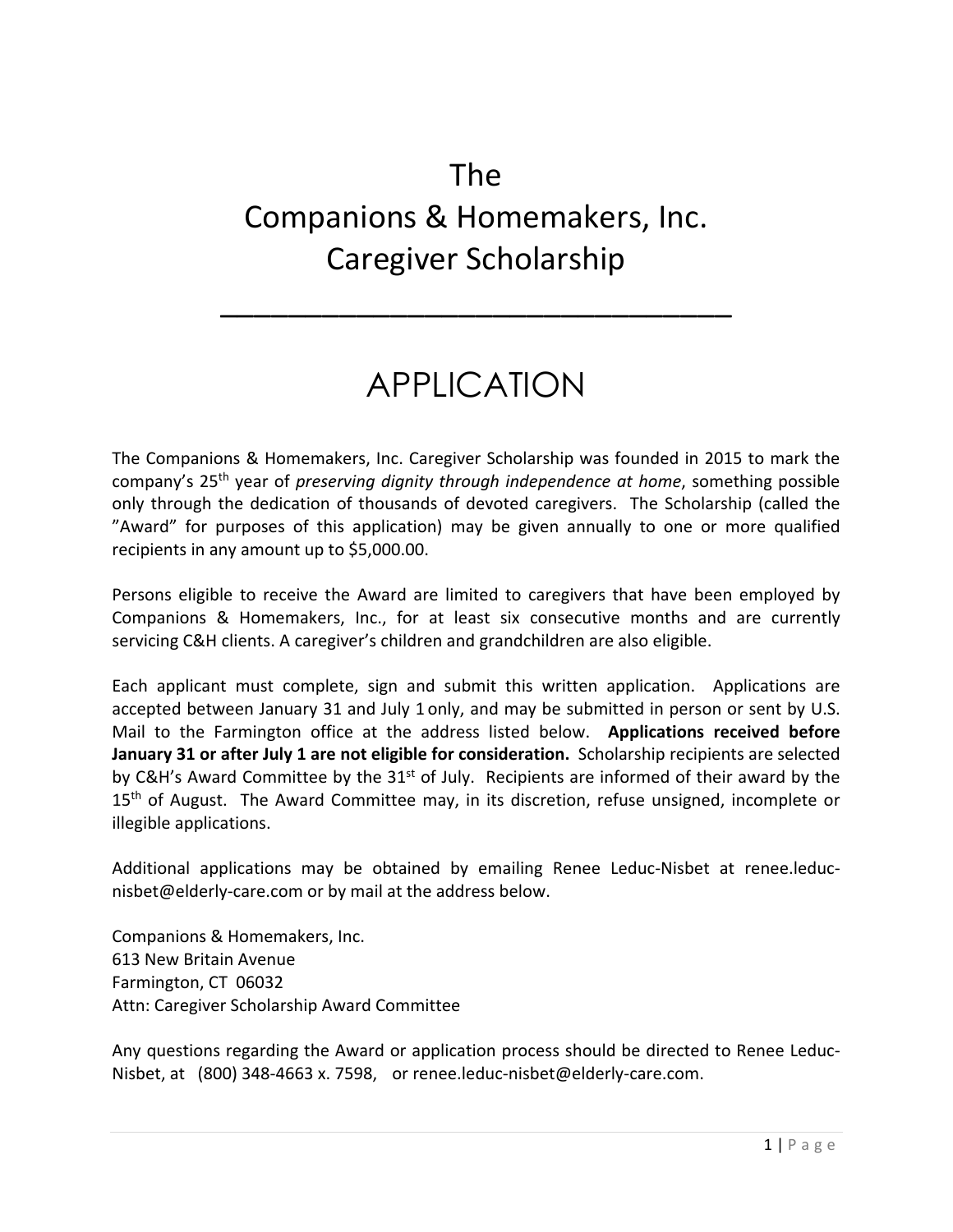# The Companions & Homemakers, Inc. Caregiver Scholarship

---

# APPLICATION

The Companions & Homemakers, Inc. Caregiver Scholarship was founded in 2015 to mark the company's 25th year of *preserving dignity through independence at home*, something possible only through the dedication of thousands of devoted caregivers. The Scholarship (called the "Award" for purposes of this application) may be given annually to one or more qualified recipients in any amount up to $5,000.00.

Persons eligible to receive the Award are limited to caregivers that have been employed by Companions & Homemakers, Inc., for at least six consecutive months and are currently servicing C&H clients. A caregiver's children and grandchildren are also eligible.

Each applicant must complete, sign and submit this written application. Applications are accepted between January 31 and July 1 only, and may be submitted in person or sent by U.S. Mail to the Farmington office at the address listed below. **Applications received before January 31 or after July 1 are not eligible for consideration.** Scholarship recipients are selected by C&H's Award Committee by the 31st of July. Recipients are informed of their award by the 15th of August. The Award Committee may, in its discretion, refuse unsigned, incomplete or illegible applications.

Additional applications may be obtained by emailing Renee Leduc-Nisbet at renee.leduc-nisbet@elderly-care.com or by mail at the address below.

Companions & Homemakers, Inc.
613 New Britain Avenue
Farmington, CT 06032
Attn: Caregiver Scholarship Award Committee

Any questions regarding the Award or application process should be directed to Renee Leduc-Nisbet, at (800) 348-4663 x. 7598, or renee.leduc-nisbet@elderly-care.com.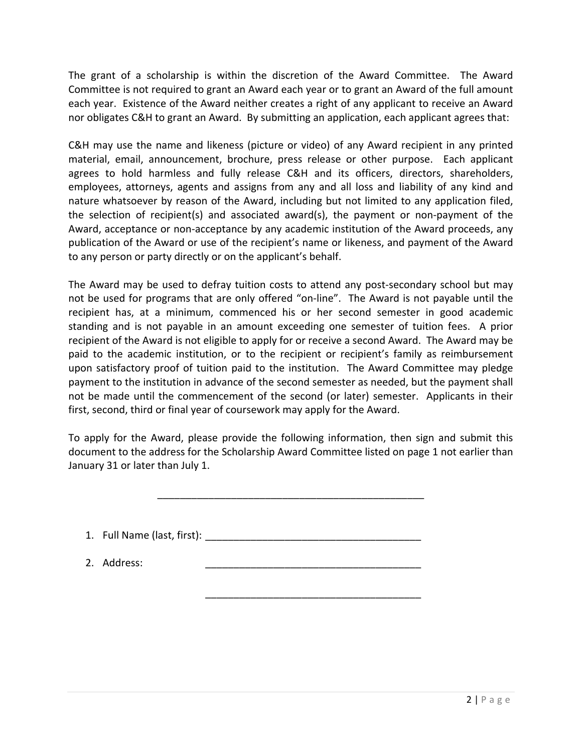The grant of a scholarship is within the discretion of the Award Committee. The Award Committee is not required to grant an Award each year or to grant an Award of the full amount each year. Existence of the Award neither creates a right of any applicant to receive an Award nor obligates C&H to grant an Award. By submitting an application, each applicant agrees that:

C&H may use the name and likeness (picture or video) of any Award recipient in any printed material, email, announcement, brochure, press release or other purpose. Each applicant agrees to hold harmless and fully release C&H and its officers, directors, shareholders, employees, attorneys, agents and assigns from any and all loss and liability of any kind and nature whatsoever by reason of the Award, including but not limited to any application filed, the selection of recipient(s) and associated award(s), the payment or non-payment of the Award, acceptance or non-acceptance by any academic institution of the Award proceeds, any publication of the Award or use of the recipient's name or likeness, and payment of the Award to any person or party directly or on the applicant's behalf.

The Award may be used to defray tuition costs to attend any post-secondary school but may not be used for programs that are only offered "on-line". The Award is not payable until the recipient has, at a minimum, commenced his or her second semester in good academic standing and is not payable in an amount exceeding one semester of tuition fees. A prior recipient of the Award is not eligible to apply for or receive a second Award. The Award may be paid to the academic institution, or to the recipient or recipient's family as reimbursement upon satisfactory proof of tuition paid to the institution. The Award Committee may pledge payment to the institution in advance of the second semester as needed, but the payment shall not be made until the commencement of the second (or later) semester. Applicants in their first, second, third or final year of coursework may apply for the Award.

To apply for the Award, please provide the following information, then sign and submit this document to the address for the Scholarship Award Committee listed on page 1 not earlier than January 31 or later than July 1.

_______________________________________________

1. Full Name (last, first): ______________________________________

2. Address: ______________________________________

   ______________________________________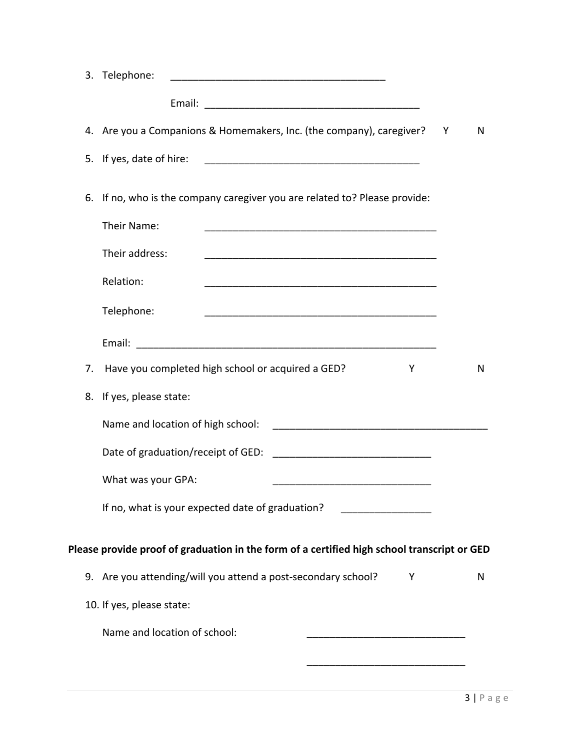3. Telephone: ______________________________________

   Email: ______________________________________

4. Are you a Companions & Homemakers, Inc. (the company), caregiver? Y N

5. If yes, date of hire: ______________________________________

6. If no, who is the company caregiver you are related to? Please provide:

   Their Name: ______________________________________

   Their address: ______________________________________

   Relation: ______________________________________

   Telephone: ______________________________________

   Email: ______________________________________

7. Have you completed high school or acquired a GED? Y N

8. If yes, please state:

   Name and location of high school: ______________________________________

   Date of graduation/receipt of GED: ____________________________

   What was your GPA: ____________________________

   If no, what is your expected date of graduation? ________________

**Please provide proof of graduation in the form of a certified high school transcript or GED**

9. Are you attending/will you attend a post-secondary school? Y N

10. If yes, please state:

    Name and location of school: ____________________________

    ____________________________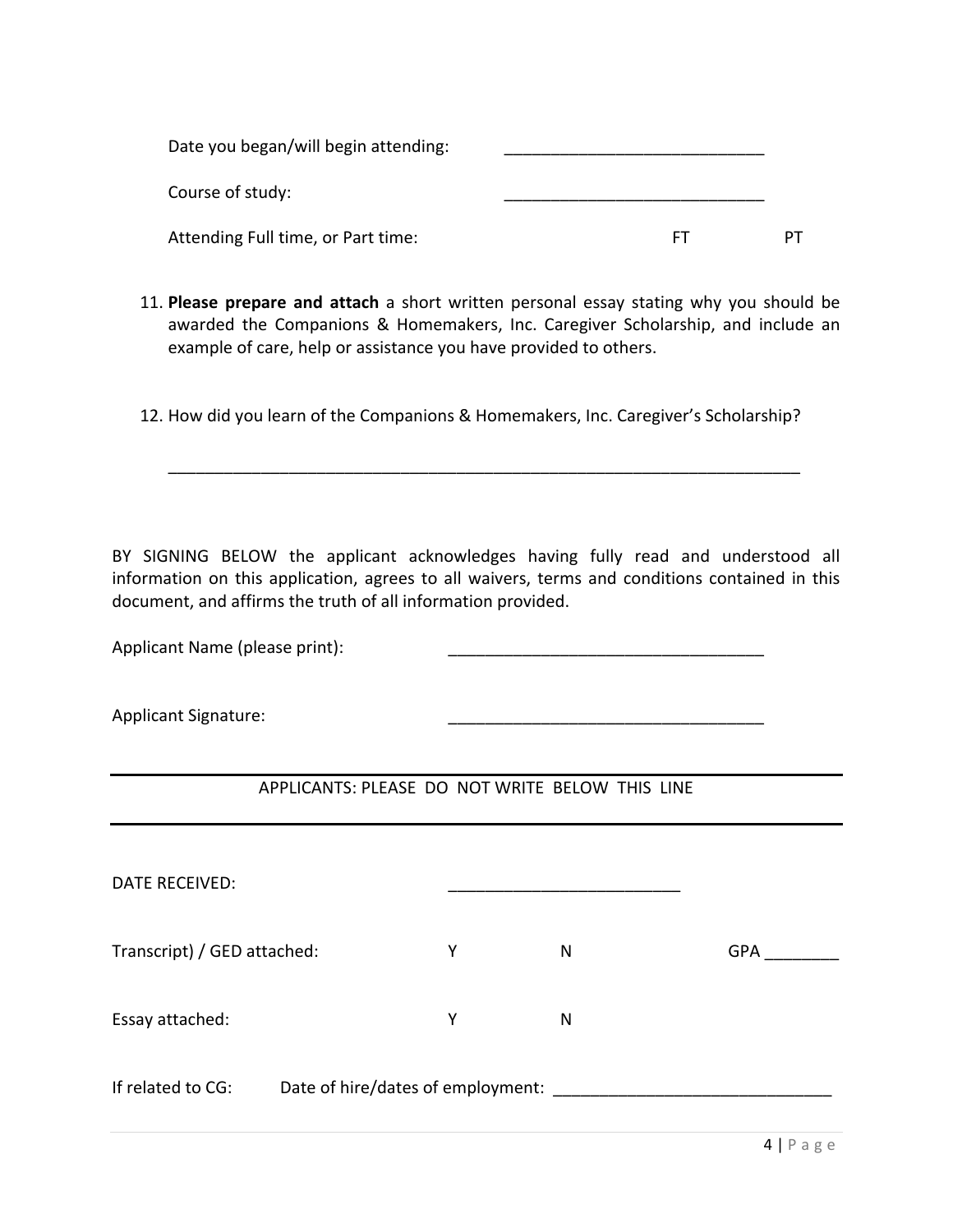Date you began/will begin attending: ____________________________

Course of study: ____________________________

Attending Full time, or Part time: FT PT

11. **Please prepare and attach** a short written personal essay stating why you should be awarded the Companions & Homemakers, Inc. Caregiver Scholarship, and include an example of care, help or assistance you have provided to others.

12. How did you learn of the Companions & Homemakers, Inc. Caregiver's Scholarship?

    _______________________________________________________________________

BY SIGNING BELOW the applicant acknowledges having fully read and understood all information on this application, agrees to all waivers, terms and conditions contained in this document, and affirms the truth of all information provided.

Applicant Name (please print): ___________________________________

Applicant Signature: ___________________________________

---

APPLICANTS: PLEASE DO NOT WRITE BELOW THIS LINE

---

DATE RECEIVED: _________________________

Transcript) / GED attached: Y N GPA ________

Essay attached: Y N

If related to CG: Date of hire/dates of employment: ______________________________